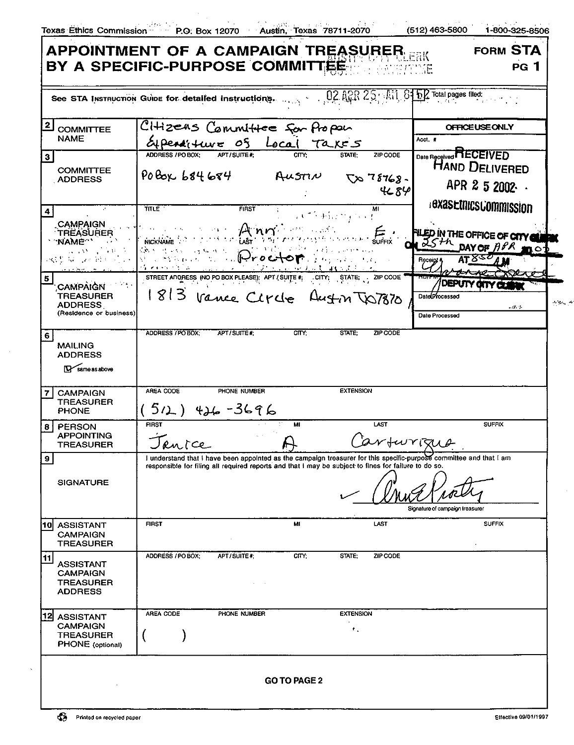Texas Ethics Commission P.O. Box 12070 Austin, Texas 78711-2070 (512) 463-5800 1-800-325-8506

# APPOINTMENT OF A CAMPAIGN TREASURER BY A SPECIFIC-PURPOSE COMMITTEE

**FORM STA PG 1**

See STA INSTRUCTION GUIDE for detailed instructions. 02 APR 25 AM 8:52

Total pages filed:

| | | |
|---|---|---|
| **2 COMMITTEE NAME** | Citizens Committee for Proper Expenditure of Local Taxes | **OFFICE USE ONLY** Acct. # |
| **3 COMMITTEE ADDRESS** | ADDRESS / PO BOX: PO Box 684684; APT / SUITE #:; CITY: Austin; STATE: TX; ZIP CODE: 78768-4684 | Date Received: RECEIVED HAND DELIVERED APR 2 5 2002 Texas Ethics Commission |
| **4 CAMPAIGN TREASURER NAME** | TITLE:; FIRST: Ann; MI: E.; NICKNAME:; LAST: Proctor; SUFFIX: | FILED IN THE OFFICE OF CITY CLERK ON 25th DAY OF APR 2002 AT 8:50 AM, DEPUTY CITY CLERK |
| **5 CAMPAIGN TREASURER ADDRESS** (Residence or business) | STREET ADDRESS (NO PO BOX PLEASE); APT / SUITE #; CITY; STATE; ZIP CODE: 1813 Vance Circle Austin TX 7870 | Date Processed / Date Processed |
| **6 MAILING ADDRESS** | ADDRESS / PO BOX; APT / SUITE #; CITY; STATE; ZIP CODE — ☑ same as above | |
| **7 CAMPAIGN TREASURER PHONE** | AREA CODE / PHONE NUMBER: (512) 426-3696; EXTENSION: | |
| **8 PERSON APPOINTING TREASURER** | FIRST: Janice; MI: A; LAST: Cartwright; SUFFIX: | |
| **9 SIGNATURE** | I understand that I have been appointed as the campaign treasurer for this specific-purpose committee and that I am responsible for filing all required reports and that I may be subject to fines for failure to do so. [signature] Signature of campaign treasurer | |
| **10 ASSISTANT CAMPAIGN TREASURER** | FIRST; MI; LAST; SUFFIX | |
| **11 ASSISTANT CAMPAIGN TREASURER ADDRESS** | ADDRESS / PO BOX; APT / SUITE #; CITY; STATE; ZIP CODE | |
| **12 ASSISTANT CAMPAIGN TREASURER PHONE** (optional) | AREA CODE ( ); PHONE NUMBER; EXTENSION | |

**GO TO PAGE 2**

Printed on recycled paper

Effective 09/01/1997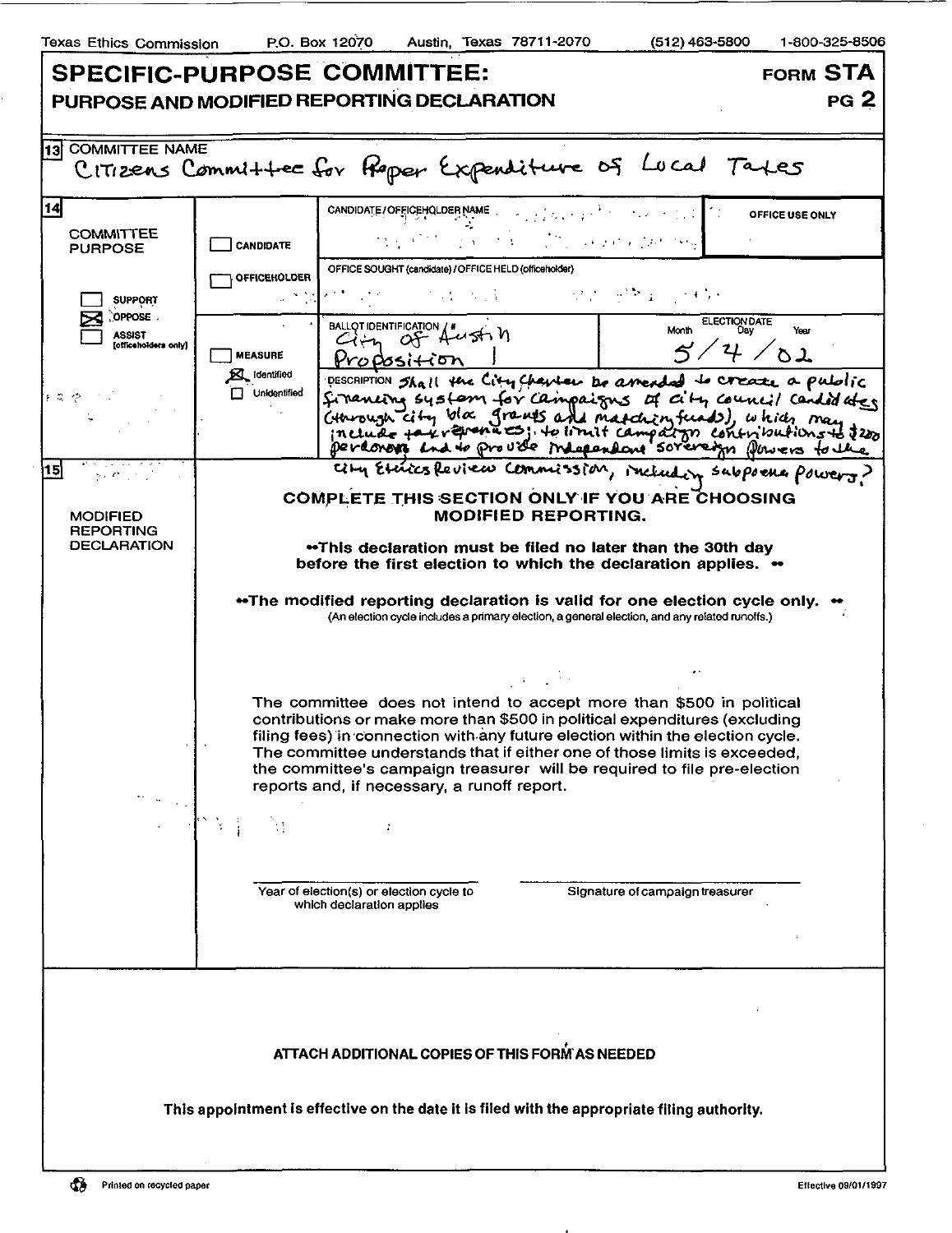Texas Ethics Commission P.O. Box 12070 Austin, Texas 78711-2070 (512) 463-5800 1-800-325-8506

# SPECIFIC-PURPOSE COMMITTEE: FORM STA

## PURPOSE AND MODIFIED REPORTING DECLARATION PG 2

**13** COMMITTEE NAME

Citizens Committee for Proper Expenditure of Local Taxes

**14** COMMITTEE PURPOSE

- [ ] SUPPORT
- [x] OPPOSE
- [ ] ASSIST (officeholders only)

- [ ] CANDIDATE
- [ ] OFFICEHOLDER

CANDIDATE/OFFICEHOLDER NAME

OFFICE SOUGHT (candidate) / OFFICE HELD (officeholder)

OFFICE USE ONLY

- [ ] MEASURE
  - [x] Identified
  - [ ] Unidentified

BALLOT IDENTIFICATION / #: City of Austin Proposition 1

ELECTION DATE (Month Day Year): 5/4/02

DESCRIPTION: Shall the City Charter be amended to create a public financing system for campaigns of city council candidates (through city bloc grants and matching funds), which may include tax revenues; to limit campaign contributions to $200 per donor and to provide independent sovereign powers to the City Ethics Review Commission, including subpoena powers?

**15** MODIFIED REPORTING DECLARATION

**COMPLETE THIS SECTION ONLY IF YOU ARE CHOOSING MODIFIED REPORTING.**

**••This declaration must be filed no later than the 30th day before the first election to which the declaration applies. ••**

**••The modified reporting declaration is valid for one election cycle only. ••**
(An election cycle includes a primary election, a general election, and any related runoffs.)

The committee does not intend to accept more than $500 in political contributions or make more than $500 in political expenditures (excluding filing fees) in connection with any future election within the election cycle. The committee understands that if either one of those limits is exceeded, the committee's campaign treasurer will be required to file pre-election reports and, if necessary, a runoff report.

Year of election(s) or election cycle to which declaration applies

Signature of campaign treasurer

**ATTACH ADDITIONAL COPIES OF THIS FORM AS NEEDED**

**This appointment is effective on the date it is filed with the appropriate filing authority.**

Printed on recycled paper

Effective 09/01/1997